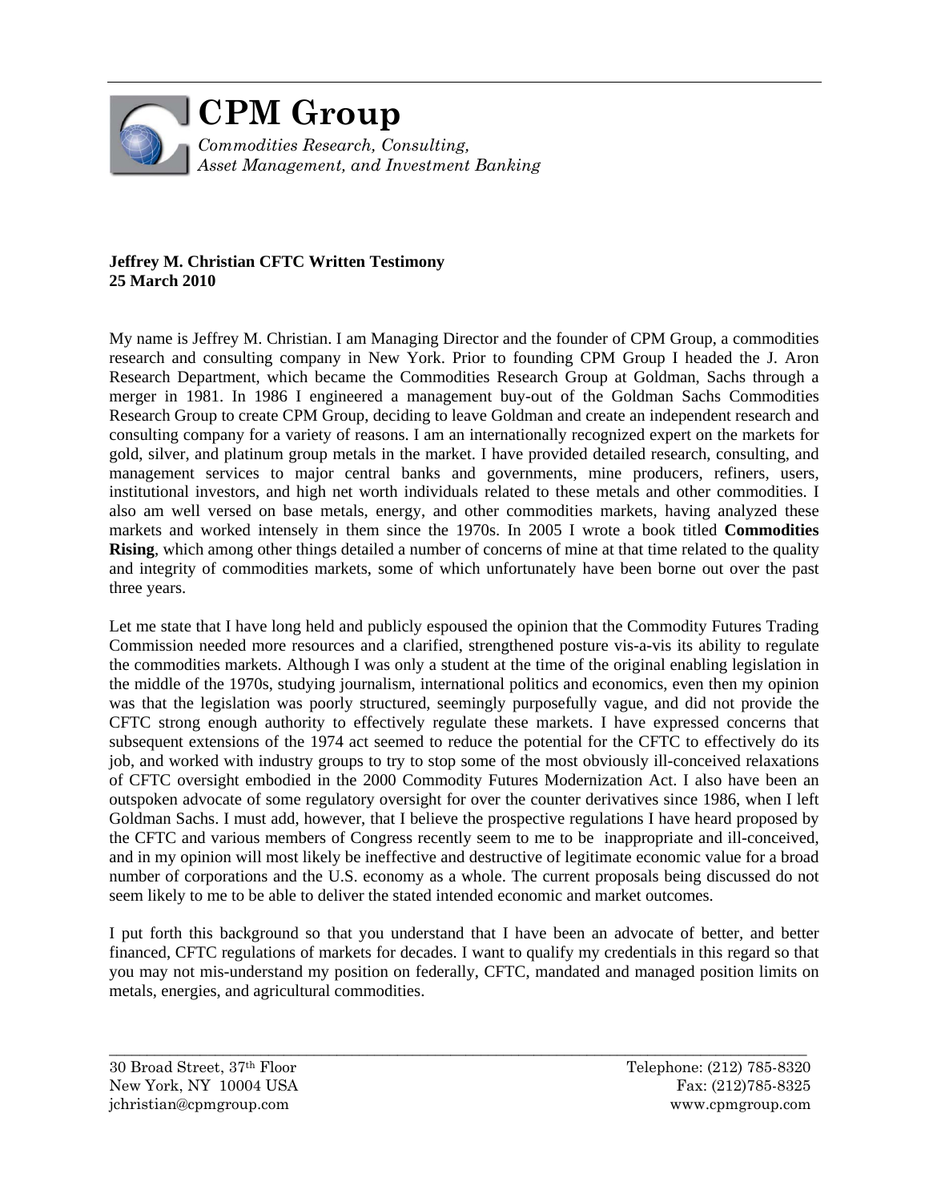# CPM Group

*Commodities Research, Consulting, Asset Management, and Investment Banking*

**Jeffrey M. Christian CFTC Written Testimony**
**25 March 2010**

My name is Jeffrey M. Christian. I am Managing Director and the founder of CPM Group, a commodities research and consulting company in New York. Prior to founding CPM Group I headed the J. Aron Research Department, which became the Commodities Research Group at Goldman, Sachs through a merger in 1981. In 1986 I engineered a management buy-out of the Goldman Sachs Commodities Research Group to create CPM Group, deciding to leave Goldman and create an independent research and consulting company for a variety of reasons. I am an internationally recognized expert on the markets for gold, silver, and platinum group metals in the market. I have provided detailed research, consulting, and management services to major central banks and governments, mine producers, refiners, users, institutional investors, and high net worth individuals related to these metals and other commodities. I also am well versed on base metals, energy, and other commodities markets, having analyzed these markets and worked intensely in them since the 1970s. In 2005 I wrote a book titled **Commodities Rising**, which among other things detailed a number of concerns of mine at that time related to the quality and integrity of commodities markets, some of which unfortunately have been borne out over the past three years.

Let me state that I have long held and publicly espoused the opinion that the Commodity Futures Trading Commission needed more resources and a clarified, strengthened posture vis-a-vis its ability to regulate the commodities markets. Although I was only a student at the time of the original enabling legislation in the middle of the 1970s, studying journalism, international politics and economics, even then my opinion was that the legislation was poorly structured, seemingly purposefully vague, and did not provide the CFTC strong enough authority to effectively regulate these markets. I have expressed concerns that subsequent extensions of the 1974 act seemed to reduce the potential for the CFTC to effectively do its job, and worked with industry groups to try to stop some of the most obviously ill-conceived relaxations of CFTC oversight embodied in the 2000 Commodity Futures Modernization Act. I also have been an outspoken advocate of some regulatory oversight for over the counter derivatives since 1986, when I left Goldman Sachs. I must add, however, that I believe the prospective regulations I have heard proposed by the CFTC and various members of Congress recently seem to me to be inappropriate and ill-conceived, and in my opinion will most likely be ineffective and destructive of legitimate economic value for a broad number of corporations and the U.S. economy as a whole. The current proposals being discussed do not seem likely to me to be able to deliver the stated intended economic and market outcomes.

I put forth this background so that you understand that I have been an advocate of better, and better financed, CFTC regulations of markets for decades. I want to qualify my credentials in this regard so that you may not mis-understand my position on federally, CFTC, mandated and managed position limits on metals, energies, and agricultural commodities.

30 Broad Street, 37th Floor
New York, NY 10004 USA
jchristian@cpmgroup.com

Telephone: (212) 785-8320
Fax: (212)785-8325
www.cpmgroup.com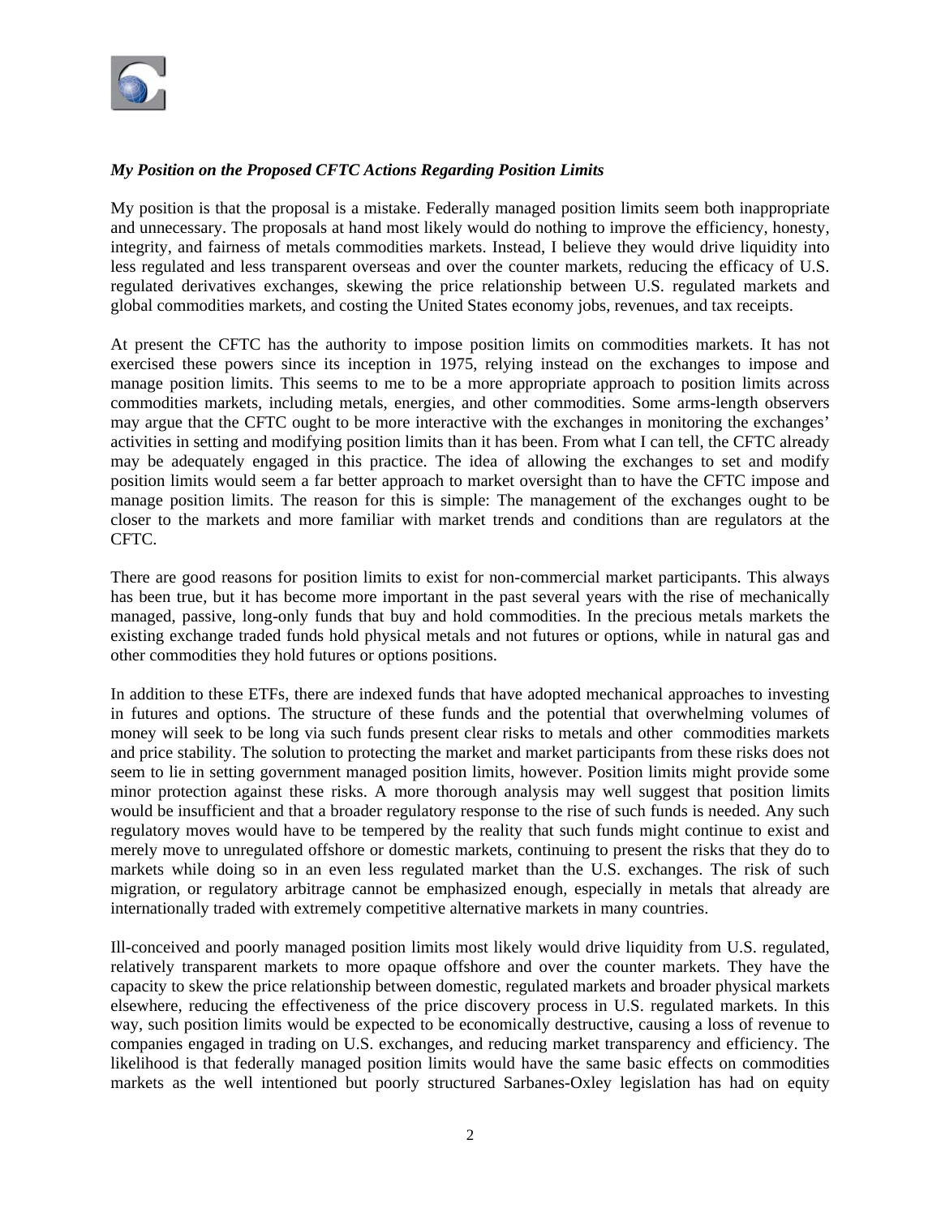*My Position on the Proposed CFTC Actions Regarding Position Limits*

My position is that the proposal is a mistake. Federally managed position limits seem both inappropriate and unnecessary. The proposals at hand most likely would do nothing to improve the efficiency, honesty, integrity, and fairness of metals commodities markets. Instead, I believe they would drive liquidity into less regulated and less transparent overseas and over the counter markets, reducing the efficacy of U.S. regulated derivatives exchanges, skewing the price relationship between U.S. regulated markets and global commodities markets, and costing the United States economy jobs, revenues, and tax receipts.

At present the CFTC has the authority to impose position limits on commodities markets. It has not exercised these powers since its inception in 1975, relying instead on the exchanges to impose and manage position limits. This seems to me to be a more appropriate approach to position limits across commodities markets, including metals, energies, and other commodities. Some arms-length observers may argue that the CFTC ought to be more interactive with the exchanges in monitoring the exchanges' activities in setting and modifying position limits than it has been. From what I can tell, the CFTC already may be adequately engaged in this practice. The idea of allowing the exchanges to set and modify position limits would seem a far better approach to market oversight than to have the CFTC impose and manage position limits. The reason for this is simple: The management of the exchanges ought to be closer to the markets and more familiar with market trends and conditions than are regulators at the CFTC.

There are good reasons for position limits to exist for non-commercial market participants. This always has been true, but it has become more important in the past several years with the rise of mechanically managed, passive, long-only funds that buy and hold commodities. In the precious metals markets the existing exchange traded funds hold physical metals and not futures or options, while in natural gas and other commodities they hold futures or options positions.

In addition to these ETFs, there are indexed funds that have adopted mechanical approaches to investing in futures and options. The structure of these funds and the potential that overwhelming volumes of money will seek to be long via such funds present clear risks to metals and other commodities markets and price stability. The solution to protecting the market and market participants from these risks does not seem to lie in setting government managed position limits, however. Position limits might provide some minor protection against these risks. A more thorough analysis may well suggest that position limits would be insufficient and that a broader regulatory response to the rise of such funds is needed. Any such regulatory moves would have to be tempered by the reality that such funds might continue to exist and merely move to unregulated offshore or domestic markets, continuing to present the risks that they do to markets while doing so in an even less regulated market than the U.S. exchanges. The risk of such migration, or regulatory arbitrage cannot be emphasized enough, especially in metals that already are internationally traded with extremely competitive alternative markets in many countries.

Ill-conceived and poorly managed position limits most likely would drive liquidity from U.S. regulated, relatively transparent markets to more opaque offshore and over the counter markets. They have the capacity to skew the price relationship between domestic, regulated markets and broader physical markets elsewhere, reducing the effectiveness of the price discovery process in U.S. regulated markets. In this way, such position limits would be expected to be economically destructive, causing a loss of revenue to companies engaged in trading on U.S. exchanges, and reducing market transparency and efficiency. The likelihood is that federally managed position limits would have the same basic effects on commodities markets as the well intentioned but poorly structured Sarbanes-Oxley legislation has had on equity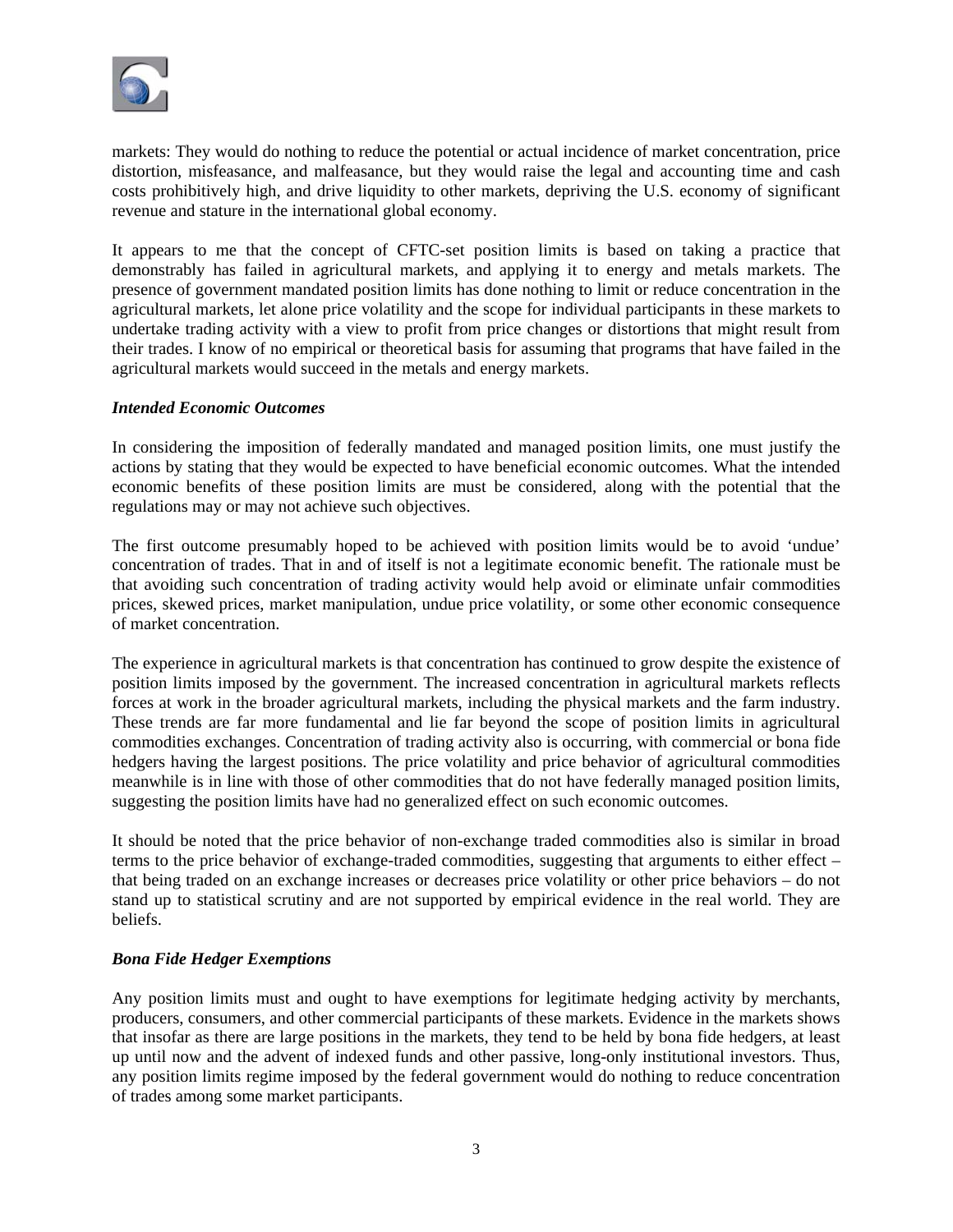markets: They would do nothing to reduce the potential or actual incidence of market concentration, price distortion, misfeasance, and malfeasance, but they would raise the legal and accounting time and cash costs prohibitively high, and drive liquidity to other markets, depriving the U.S. economy of significant revenue and stature in the international global economy.

It appears to me that the concept of CFTC-set position limits is based on taking a practice that demonstrably has failed in agricultural markets, and applying it to energy and metals markets. The presence of government mandated position limits has done nothing to limit or reduce concentration in the agricultural markets, let alone price volatility and the scope for individual participants in these markets to undertake trading activity with a view to profit from price changes or distortions that might result from their trades. I know of no empirical or theoretical basis for assuming that programs that have failed in the agricultural markets would succeed in the metals and energy markets.

***Intended Economic Outcomes***

In considering the imposition of federally mandated and managed position limits, one must justify the actions by stating that they would be expected to have beneficial economic outcomes. What the intended economic benefits of these position limits are must be considered, along with the potential that the regulations may or may not achieve such objectives.

The first outcome presumably hoped to be achieved with position limits would be to avoid 'undue' concentration of trades. That in and of itself is not a legitimate economic benefit. The rationale must be that avoiding such concentration of trading activity would help avoid or eliminate unfair commodities prices, skewed prices, market manipulation, undue price volatility, or some other economic consequence of market concentration.

The experience in agricultural markets is that concentration has continued to grow despite the existence of position limits imposed by the government. The increased concentration in agricultural markets reflects forces at work in the broader agricultural markets, including the physical markets and the farm industry. These trends are far more fundamental and lie far beyond the scope of position limits in agricultural commodities exchanges. Concentration of trading activity also is occurring, with commercial or bona fide hedgers having the largest positions. The price volatility and price behavior of agricultural commodities meanwhile is in line with those of other commodities that do not have federally managed position limits, suggesting the position limits have had no generalized effect on such economic outcomes.

It should be noted that the price behavior of non-exchange traded commodities also is similar in broad terms to the price behavior of exchange-traded commodities, suggesting that arguments to either effect – that being traded on an exchange increases or decreases price volatility or other price behaviors – do not stand up to statistical scrutiny and are not supported by empirical evidence in the real world. They are beliefs.

***Bona Fide Hedger Exemptions***

Any position limits must and ought to have exemptions for legitimate hedging activity by merchants, producers, consumers, and other commercial participants of these markets. Evidence in the markets shows that insofar as there are large positions in the markets, they tend to be held by bona fide hedgers, at least up until now and the advent of indexed funds and other passive, long-only institutional investors. Thus, any position limits regime imposed by the federal government would do nothing to reduce concentration of trades among some market participants.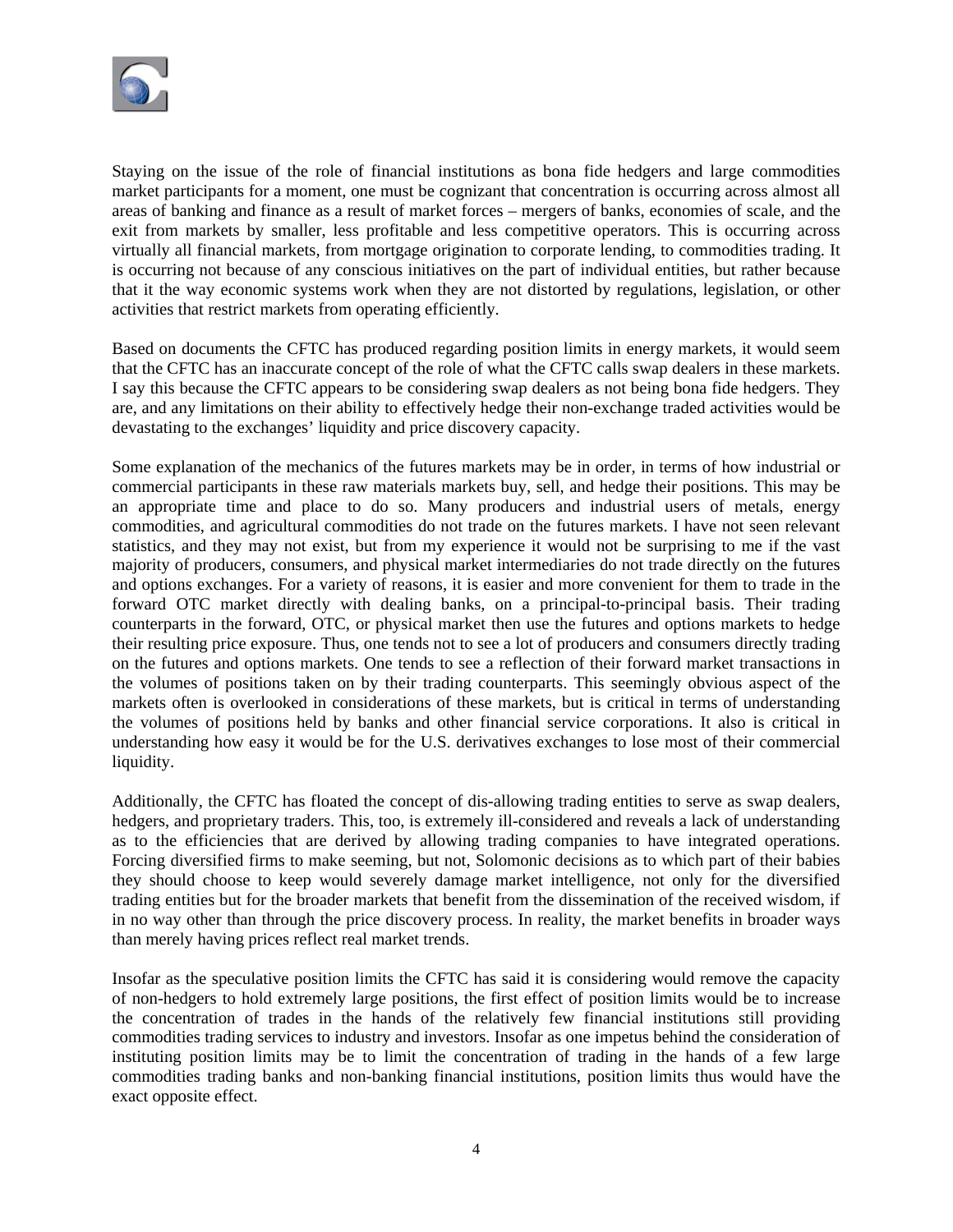Staying on the issue of the role of financial institutions as bona fide hedgers and large commodities market participants for a moment, one must be cognizant that concentration is occurring across almost all areas of banking and finance as a result of market forces – mergers of banks, economies of scale, and the exit from markets by smaller, less profitable and less competitive operators. This is occurring across virtually all financial markets, from mortgage origination to corporate lending, to commodities trading. It is occurring not because of any conscious initiatives on the part of individual entities, but rather because that it the way economic systems work when they are not distorted by regulations, legislation, or other activities that restrict markets from operating efficiently.

Based on documents the CFTC has produced regarding position limits in energy markets, it would seem that the CFTC has an inaccurate concept of the role of what the CFTC calls swap dealers in these markets. I say this because the CFTC appears to be considering swap dealers as not being bona fide hedgers. They are, and any limitations on their ability to effectively hedge their non-exchange traded activities would be devastating to the exchanges' liquidity and price discovery capacity.

Some explanation of the mechanics of the futures markets may be in order, in terms of how industrial or commercial participants in these raw materials markets buy, sell, and hedge their positions. This may be an appropriate time and place to do so. Many producers and industrial users of metals, energy commodities, and agricultural commodities do not trade on the futures markets. I have not seen relevant statistics, and they may not exist, but from my experience it would not be surprising to me if the vast majority of producers, consumers, and physical market intermediaries do not trade directly on the futures and options exchanges. For a variety of reasons, it is easier and more convenient for them to trade in the forward OTC market directly with dealing banks, on a principal-to-principal basis. Their trading counterparts in the forward, OTC, or physical market then use the futures and options markets to hedge their resulting price exposure. Thus, one tends not to see a lot of producers and consumers directly trading on the futures and options markets. One tends to see a reflection of their forward market transactions in the volumes of positions taken on by their trading counterparts. This seemingly obvious aspect of the markets often is overlooked in considerations of these markets, but is critical in terms of understanding the volumes of positions held by banks and other financial service corporations. It also is critical in understanding how easy it would be for the U.S. derivatives exchanges to lose most of their commercial liquidity.

Additionally, the CFTC has floated the concept of dis-allowing trading entities to serve as swap dealers, hedgers, and proprietary traders. This, too, is extremely ill-considered and reveals a lack of understanding as to the efficiencies that are derived by allowing trading companies to have integrated operations. Forcing diversified firms to make seeming, but not, Solomonic decisions as to which part of their babies they should choose to keep would severely damage market intelligence, not only for the diversified trading entities but for the broader markets that benefit from the dissemination of the received wisdom, if in no way other than through the price discovery process. In reality, the market benefits in broader ways than merely having prices reflect real market trends.

Insofar as the speculative position limits the CFTC has said it is considering would remove the capacity of non-hedgers to hold extremely large positions, the first effect of position limits would be to increase the concentration of trades in the hands of the relatively few financial institutions still providing commodities trading services to industry and investors. Insofar as one impetus behind the consideration of instituting position limits may be to limit the concentration of trading in the hands of a few large commodities trading banks and non-banking financial institutions, position limits thus would have the exact opposite effect.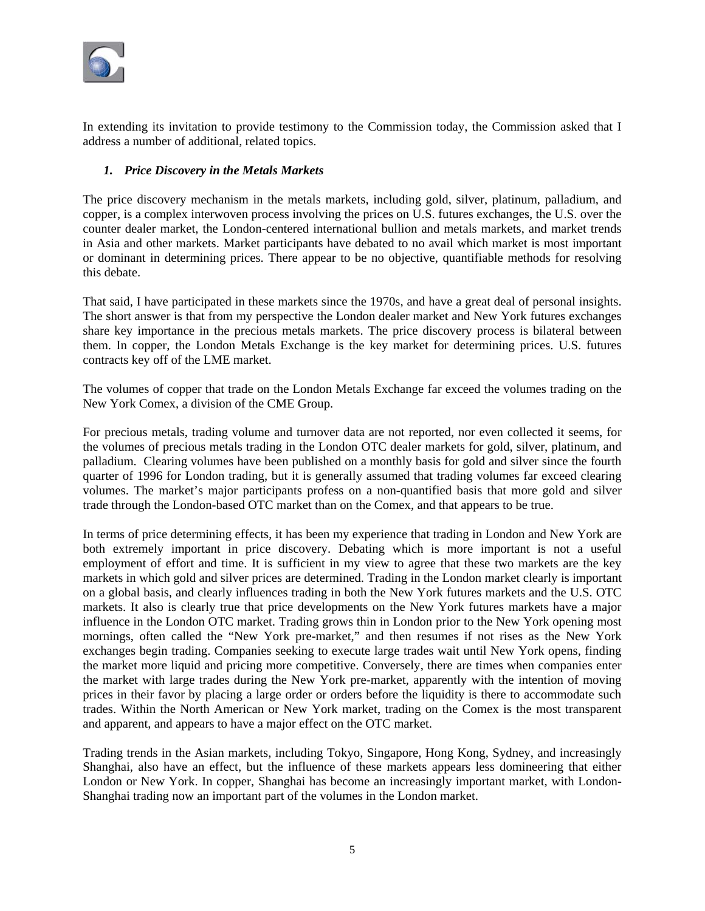In extending its invitation to provide testimony to the Commission today, the Commission asked that I address a number of additional, related topics.

### *1. Price Discovery in the Metals Markets*

The price discovery mechanism in the metals markets, including gold, silver, platinum, palladium, and copper, is a complex interwoven process involving the prices on U.S. futures exchanges, the U.S. over the counter dealer market, the London-centered international bullion and metals markets, and market trends in Asia and other markets. Market participants have debated to no avail which market is most important or dominant in determining prices. There appear to be no objective, quantifiable methods for resolving this debate.

That said, I have participated in these markets since the 1970s, and have a great deal of personal insights. The short answer is that from my perspective the London dealer market and New York futures exchanges share key importance in the precious metals markets. The price discovery process is bilateral between them. In copper, the London Metals Exchange is the key market for determining prices. U.S. futures contracts key off of the LME market.

The volumes of copper that trade on the London Metals Exchange far exceed the volumes trading on the New York Comex, a division of the CME Group.

For precious metals, trading volume and turnover data are not reported, nor even collected it seems, for the volumes of precious metals trading in the London OTC dealer markets for gold, silver, platinum, and palladium. Clearing volumes have been published on a monthly basis for gold and silver since the fourth quarter of 1996 for London trading, but it is generally assumed that trading volumes far exceed clearing volumes. The market's major participants profess on a non-quantified basis that more gold and silver trade through the London-based OTC market than on the Comex, and that appears to be true.

In terms of price determining effects, it has been my experience that trading in London and New York are both extremely important in price discovery. Debating which is more important is not a useful employment of effort and time. It is sufficient in my view to agree that these two markets are the key markets in which gold and silver prices are determined. Trading in the London market clearly is important on a global basis, and clearly influences trading in both the New York futures markets and the U.S. OTC markets. It also is clearly true that price developments on the New York futures markets have a major influence in the London OTC market. Trading grows thin in London prior to the New York opening most mornings, often called the "New York pre-market," and then resumes if not rises as the New York exchanges begin trading. Companies seeking to execute large trades wait until New York opens, finding the market more liquid and pricing more competitive. Conversely, there are times when companies enter the market with large trades during the New York pre-market, apparently with the intention of moving prices in their favor by placing a large order or orders before the liquidity is there to accommodate such trades. Within the North American or New York market, trading on the Comex is the most transparent and apparent, and appears to have a major effect on the OTC market.

Trading trends in the Asian markets, including Tokyo, Singapore, Hong Kong, Sydney, and increasingly Shanghai, also have an effect, but the influence of these markets appears less domineering that either London or New York. In copper, Shanghai has become an increasingly important market, with London-Shanghai trading now an important part of the volumes in the London market.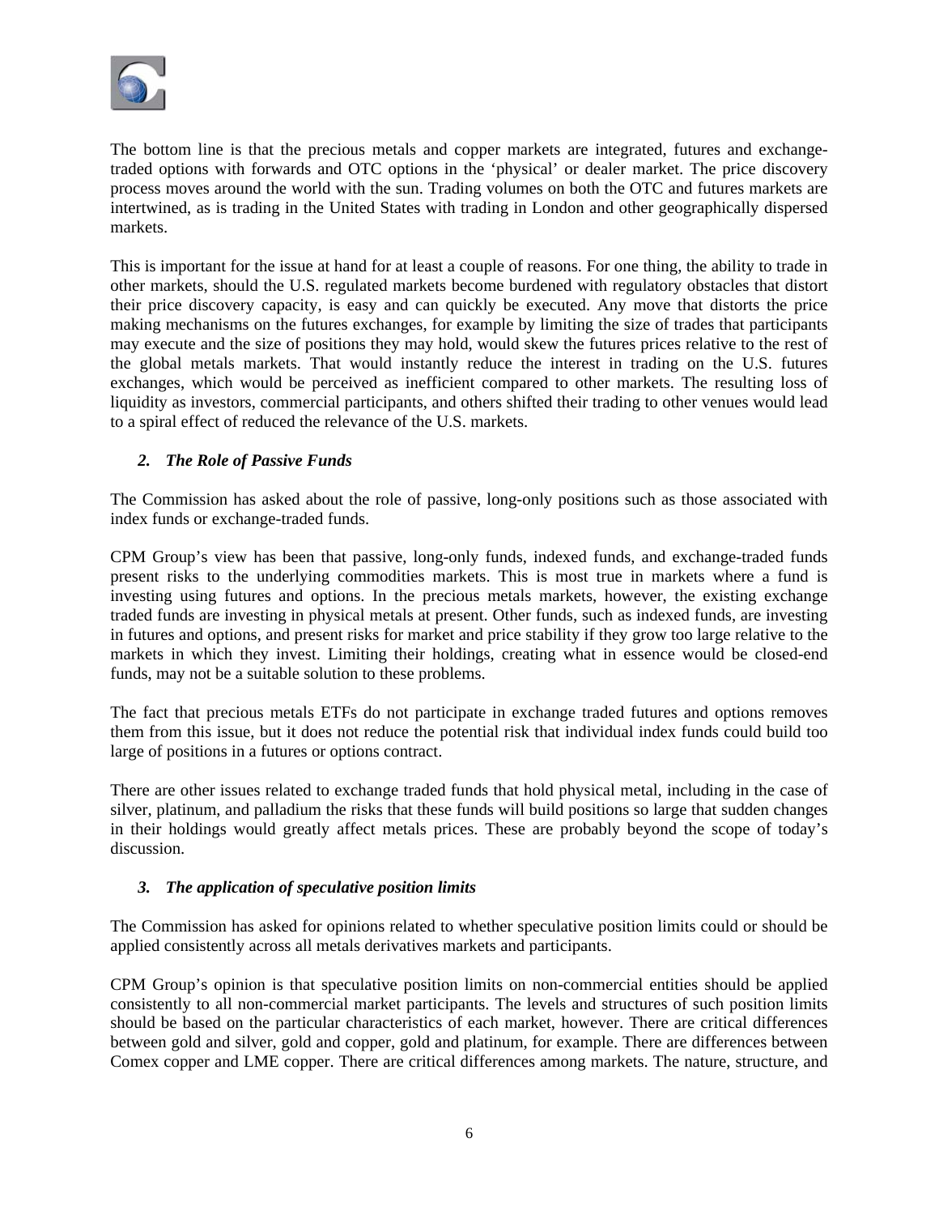The bottom line is that the precious metals and copper markets are integrated, futures and exchange-traded options with forwards and OTC options in the 'physical' or dealer market. The price discovery process moves around the world with the sun. Trading volumes on both the OTC and futures markets are intertwined, as is trading in the United States with trading in London and other geographically dispersed markets.

This is important for the issue at hand for at least a couple of reasons. For one thing, the ability to trade in other markets, should the U.S. regulated markets become burdened with regulatory obstacles that distort their price discovery capacity, is easy and can quickly be executed. Any move that distorts the price making mechanisms on the futures exchanges, for example by limiting the size of trades that participants may execute and the size of positions they may hold, would skew the futures prices relative to the rest of the global metals markets. That would instantly reduce the interest in trading on the U.S. futures exchanges, which would be perceived as inefficient compared to other markets. The resulting loss of liquidity as investors, commercial participants, and others shifted their trading to other venues would lead to a spiral effect of reduced the relevance of the U.S. markets.

### *2. The Role of Passive Funds*

The Commission has asked about the role of passive, long-only positions such as those associated with index funds or exchange-traded funds.

CPM Group's view has been that passive, long-only funds, indexed funds, and exchange-traded funds present risks to the underlying commodities markets. This is most true in markets where a fund is investing using futures and options. In the precious metals markets, however, the existing exchange traded funds are investing in physical metals at present. Other funds, such as indexed funds, are investing in futures and options, and present risks for market and price stability if they grow too large relative to the markets in which they invest. Limiting their holdings, creating what in essence would be closed-end funds, may not be a suitable solution to these problems.

The fact that precious metals ETFs do not participate in exchange traded futures and options removes them from this issue, but it does not reduce the potential risk that individual index funds could build too large of positions in a futures or options contract.

There are other issues related to exchange traded funds that hold physical metal, including in the case of silver, platinum, and palladium the risks that these funds will build positions so large that sudden changes in their holdings would greatly affect metals prices. These are probably beyond the scope of today's discussion.

### *3. The application of speculative position limits*

The Commission has asked for opinions related to whether speculative position limits could or should be applied consistently across all metals derivatives markets and participants.

CPM Group's opinion is that speculative position limits on non-commercial entities should be applied consistently to all non-commercial market participants. The levels and structures of such position limits should be based on the particular characteristics of each market, however. There are critical differences between gold and silver, gold and copper, gold and platinum, for example. There are differences between Comex copper and LME copper. There are critical differences among markets. The nature, structure, and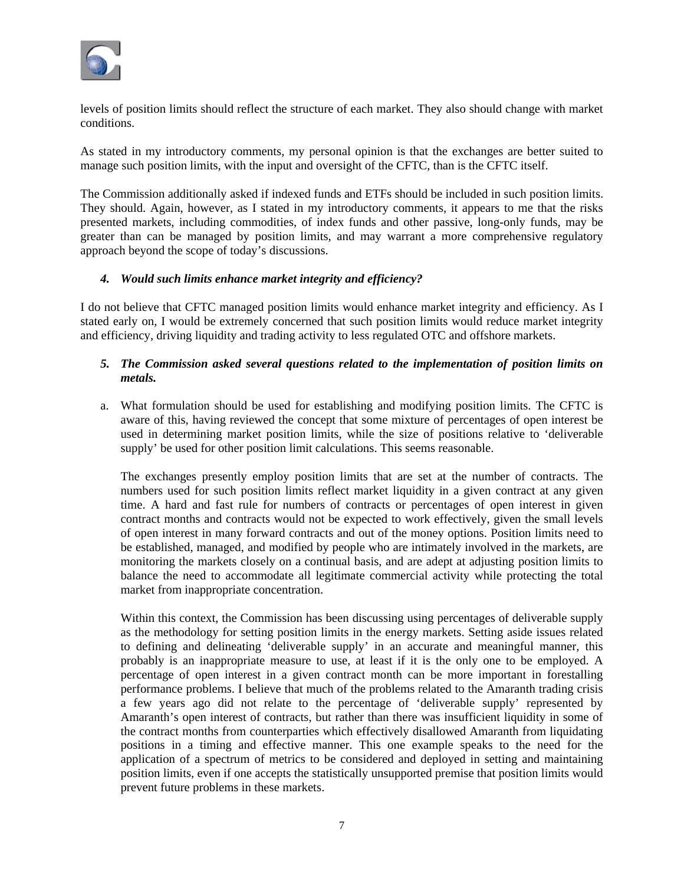levels of position limits should reflect the structure of each market. They also should change with market conditions.

As stated in my introductory comments, my personal opinion is that the exchanges are better suited to manage such position limits, with the input and oversight of the CFTC, than is the CFTC itself.

The Commission additionally asked if indexed funds and ETFs should be included in such position limits. They should. Again, however, as I stated in my introductory comments, it appears to me that the risks presented markets, including commodities, of index funds and other passive, long-only funds, may be greater than can be managed by position limits, and may warrant a more comprehensive regulatory approach beyond the scope of today's discussions.

4. ***Would such limits enhance market integrity and efficiency?***

I do not believe that CFTC managed position limits would enhance market integrity and efficiency. As I stated early on, I would be extremely concerned that such position limits would reduce market integrity and efficiency, driving liquidity and trading activity to less regulated OTC and offshore markets.

5. ***The Commission asked several questions related to the implementation of position limits on metals.***

   a. What formulation should be used for establishing and modifying position limits. The CFTC is aware of this, having reviewed the concept that some mixture of percentages of open interest be used in determining market position limits, while the size of positions relative to 'deliverable supply' be used for other position limit calculations. This seems reasonable.

      The exchanges presently employ position limits that are set at the number of contracts. The numbers used for such position limits reflect market liquidity in a given contract at any given time. A hard and fast rule for numbers of contracts or percentages of open interest in given contract months and contracts would not be expected to work effectively, given the small levels of open interest in many forward contracts and out of the money options. Position limits need to be established, managed, and modified by people who are intimately involved in the markets, are monitoring the markets closely on a continual basis, and are adept at adjusting position limits to balance the need to accommodate all legitimate commercial activity while protecting the total market from inappropriate concentration.

      Within this context, the Commission has been discussing using percentages of deliverable supply as the methodology for setting position limits in the energy markets. Setting aside issues related to defining and delineating 'deliverable supply' in an accurate and meaningful manner, this probably is an inappropriate measure to use, at least if it is the only one to be employed. A percentage of open interest in a given contract month can be more important in forestalling performance problems. I believe that much of the problems related to the Amaranth trading crisis a few years ago did not relate to the percentage of 'deliverable supply' represented by Amaranth's open interest of contracts, but rather than there was insufficient liquidity in some of the contract months from counterparties which effectively disallowed Amaranth from liquidating positions in a timing and effective manner. This one example speaks to the need for the application of a spectrum of metrics to be considered and deployed in setting and maintaining position limits, even if one accepts the statistically unsupported premise that position limits would prevent future problems in these markets.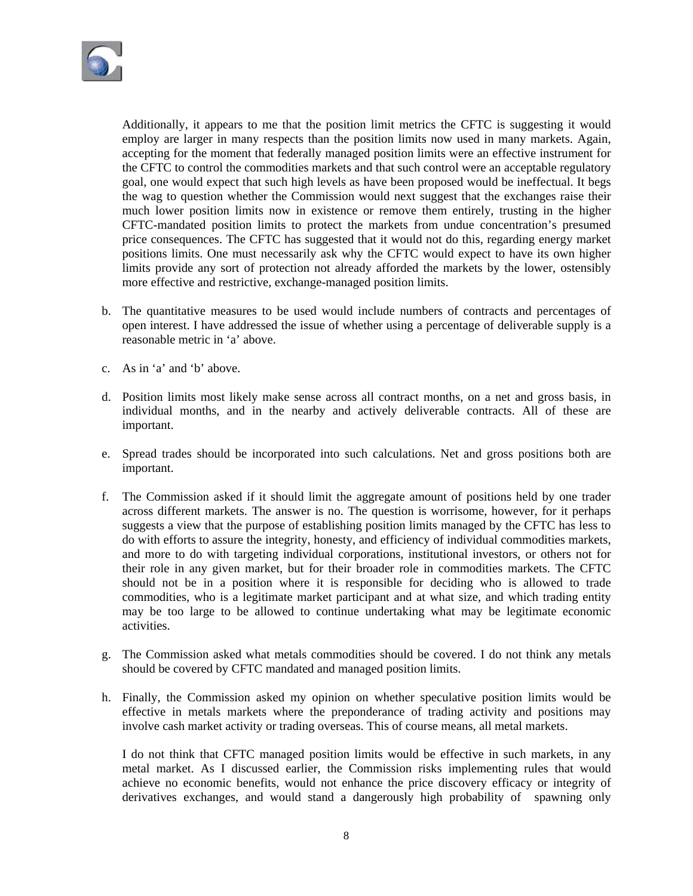Additionally, it appears to me that the position limit metrics the CFTC is suggesting it would employ are larger in many respects than the position limits now used in many markets. Again, accepting for the moment that federally managed position limits were an effective instrument for the CFTC to control the commodities markets and that such control were an acceptable regulatory goal, one would expect that such high levels as have been proposed would be ineffectual. It begs the wag to question whether the Commission would next suggest that the exchanges raise their much lower position limits now in existence or remove them entirely, trusting in the higher CFTC-mandated position limits to protect the markets from undue concentration's presumed price consequences. The CFTC has suggested that it would not do this, regarding energy market positions limits. One must necessarily ask why the CFTC would expect to have its own higher limits provide any sort of protection not already afforded the markets by the lower, ostensibly more effective and restrictive, exchange-managed position limits.

b. The quantitative measures to be used would include numbers of contracts and percentages of open interest. I have addressed the issue of whether using a percentage of deliverable supply is a reasonable metric in 'a' above.

c. As in 'a' and 'b' above.

d. Position limits most likely make sense across all contract months, on a net and gross basis, in individual months, and in the nearby and actively deliverable contracts. All of these are important.

e. Spread trades should be incorporated into such calculations. Net and gross positions both are important.

f. The Commission asked if it should limit the aggregate amount of positions held by one trader across different markets. The answer is no. The question is worrisome, however, for it perhaps suggests a view that the purpose of establishing position limits managed by the CFTC has less to do with efforts to assure the integrity, honesty, and efficiency of individual commodities markets, and more to do with targeting individual corporations, institutional investors, or others not for their role in any given market, but for their broader role in commodities markets. The CFTC should not be in a position where it is responsible for deciding who is allowed to trade commodities, who is a legitimate market participant and at what size, and which trading entity may be too large to be allowed to continue undertaking what may be legitimate economic activities.

g. The Commission asked what metals commodities should be covered. I do not think any metals should be covered by CFTC mandated and managed position limits.

h. Finally, the Commission asked my opinion on whether speculative position limits would be effective in metals markets where the preponderance of trading activity and positions may involve cash market activity or trading overseas. This of course means, all metal markets.

I do not think that CFTC managed position limits would be effective in such markets, in any metal market. As I discussed earlier, the Commission risks implementing rules that would achieve no economic benefits, would not enhance the price discovery efficacy or integrity of derivatives exchanges, and would stand a dangerously high probability of spawning only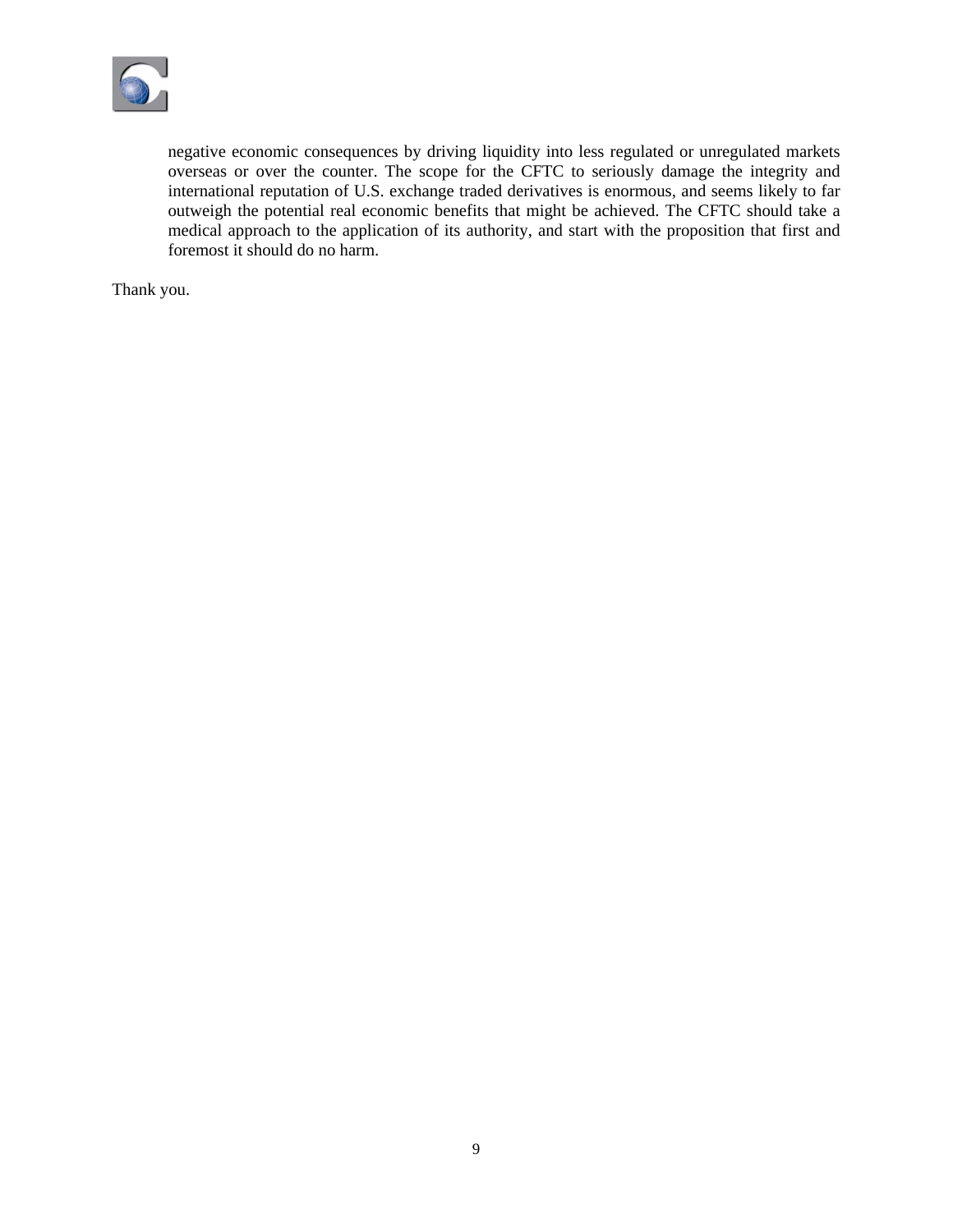negative economic consequences by driving liquidity into less regulated or unregulated markets overseas or over the counter. The scope for the CFTC to seriously damage the integrity and international reputation of U.S. exchange traded derivatives is enormous, and seems likely to far outweigh the potential real economic benefits that might be achieved. The CFTC should take a medical approach to the application of its authority, and start with the proposition that first and foremost it should do no harm.

Thank you.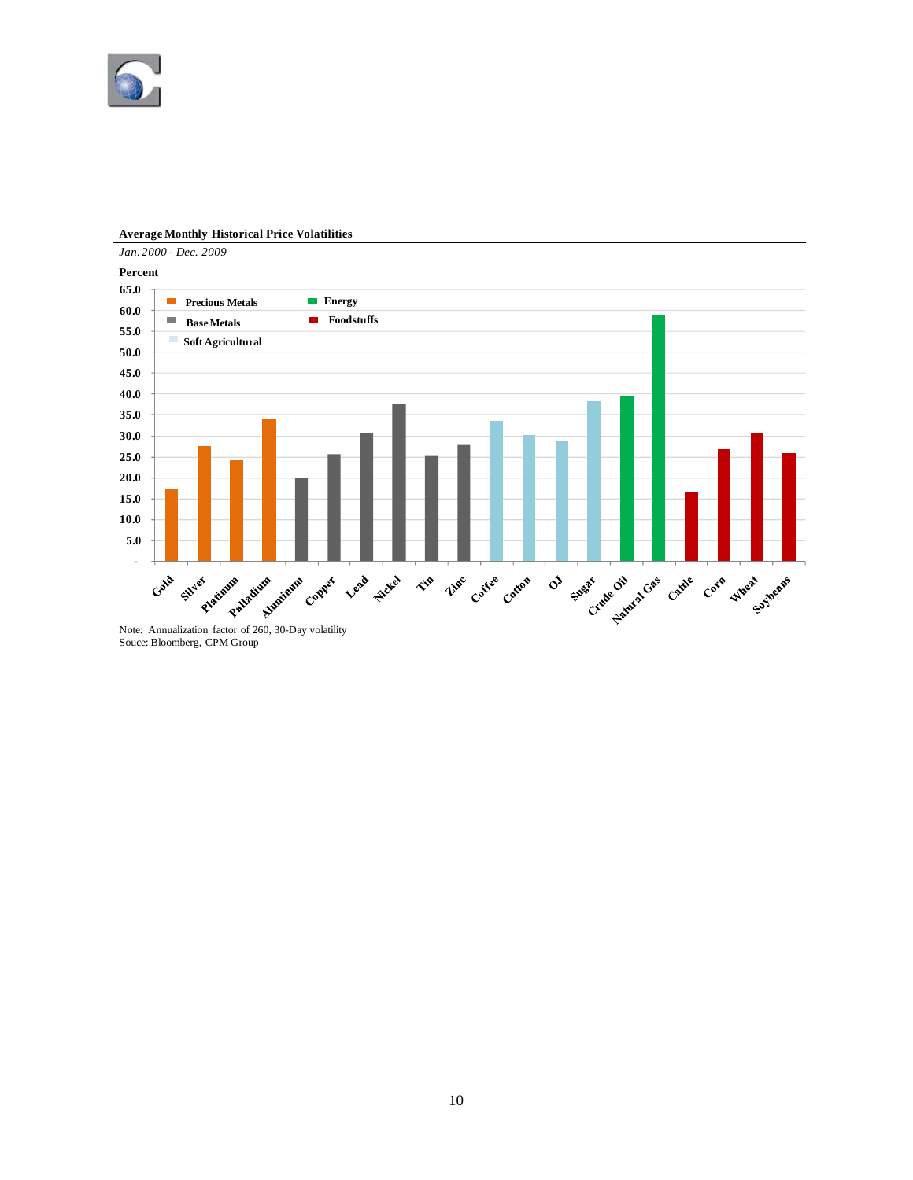**Average Monthly Historical Price Volatilities**

*Jan. 2000 - Dec. 2009*

Percent

65.0
60.0
55.0
50.0
45.0
40.0
35.0
30.0
25.0
20.0
15.0
10.0
5.0
-

Precious Metals
Base Metals
Soft Agricultural
Energy
Foodstuffs

Gold, Silver, Platinum, Palladium, Aluminum, Copper, Lead, Nickel, Tin, Zinc, Coffee, Cotton, OJ, Sugar, Crude Oil, Natural Gas, Cattle, Corn, Wheat, Soybeans

Note: Annualization factor of 260, 30-Day volatility
Souce: Bloomberg, CPM Group